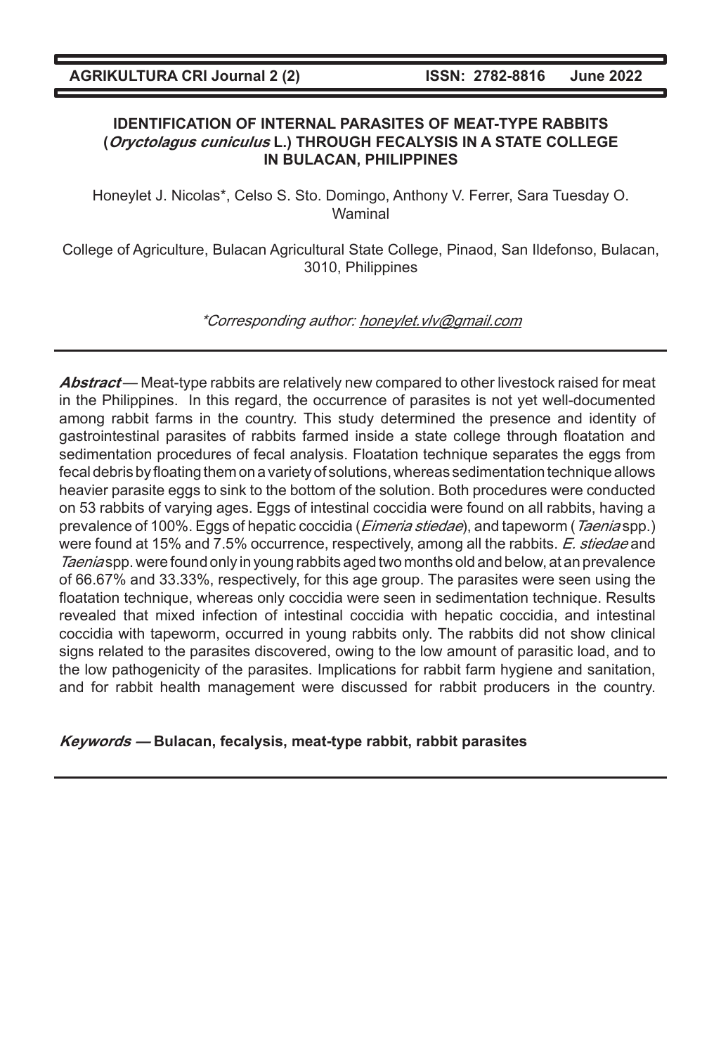# IDENTIFICATION OF INTERNAL PARASITES OF MEAT-TYPE RABBITS (*Oryctolagus cuniculus* L.) THROUGH FECALYSIS IN A STATE COLLEGE IN BULACAN, PHILIPPINES

Honeylet J. Nicolas*, Celso S. Sto. Domingo, Anthony V. Ferrer, Sara Tuesday O. Waminal

College of Agriculture, Bulacan Agricultural State College, Pinaod, San Ildefonso, Bulacan, 3010, Philippines

*Corresponding author: honeylet.vlv@gmail.com

***Abstract*** — Meat-type rabbits are relatively new compared to other livestock raised for meat in the Philippines. In this regard, the occurrence of parasites is not yet well-documented among rabbit farms in the country. This study determined the presence and identity of gastrointestinal parasites of rabbits farmed inside a state college through floatation and sedimentation procedures of fecal analysis. Floatation technique separates the eggs from fecal debris by floating them on a variety of solutions, whereas sedimentation technique allows heavier parasite eggs to sink to the bottom of the solution. Both procedures were conducted on 53 rabbits of varying ages. Eggs of intestinal coccidia were found on all rabbits, having a prevalence of 100%. Eggs of hepatic coccidia (*Eimeria stiedae*), and tapeworm (*Taenia* spp.) were found at 15% and 7.5% occurrence, respectively, among all the rabbits. *E. stiedae* and *Taenia* spp. were found only in young rabbits aged two months old and below, at an prevalence of 66.67% and 33.33%, respectively, for this age group. The parasites were seen using the floatation technique, whereas only coccidia were seen in sedimentation technique. Results revealed that mixed infection of intestinal coccidia with hepatic coccidia, and intestinal coccidia with tapeworm, occurred in young rabbits only. The rabbits did not show clinical signs related to the parasites discovered, owing to the low amount of parasitic load, and to the low pathogenicity of the parasites. Implications for rabbit farm hygiene and sanitation, and for rabbit health management were discussed for rabbit producers in the country.

***Keywords*** **— Bulacan, fecalysis, meat-type rabbit, rabbit parasites**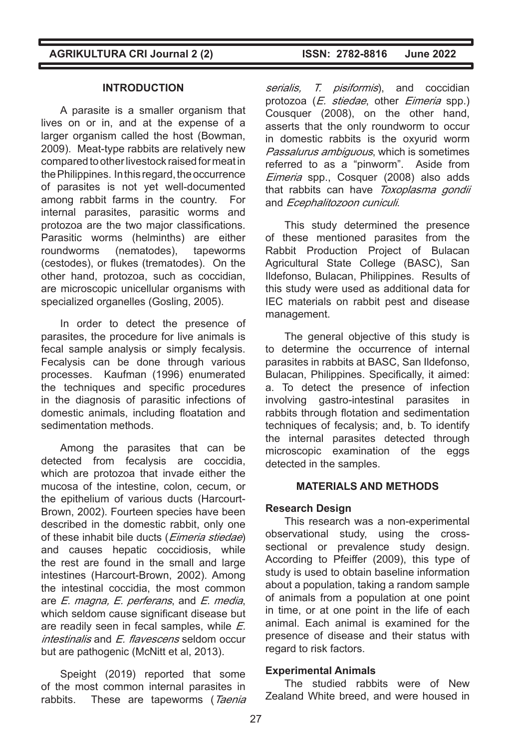## INTRODUCTION

A parasite is a smaller organism that lives on or in, and at the expense of a larger organism called the host (Bowman, 2009). Meat-type rabbits are relatively new compared to other livestock raised for meat in the Philippines. In this regard, the occurrence of parasites is not yet well-documented among rabbit farms in the country. For internal parasites, parasitic worms and protozoa are the two major classifications. Parasitic worms (helminths) are either roundworms (nematodes), tapeworms (cestodes), or flukes (trematodes). On the other hand, protozoa, such as coccidian, are microscopic unicellular organisms with specialized organelles (Gosling, 2005).

In order to detect the presence of parasites, the procedure for live animals is fecal sample analysis or simply fecalysis. Fecalysis can be done through various processes. Kaufman (1996) enumerated the techniques and specific procedures in the diagnosis of parasitic infections of domestic animals, including floatation and sedimentation methods.

Among the parasites that can be detected from fecalysis are coccidia, which are protozoa that invade either the mucosa of the intestine, colon, cecum, or the epithelium of various ducts (Harcourt-Brown, 2002). Fourteen species have been described in the domestic rabbit, only one of these inhabit bile ducts (*Eimeria stiedae*) and causes hepatic coccidiosis, while the rest are found in the small and large intestines (Harcourt-Brown, 2002). Among the intestinal coccidia, the most common are *E. magna, E. perferans*, and *E. media*, which seldom cause significant disease but are readily seen in fecal samples, while *E. intestinalis* and *E. flavescens* seldom occur but are pathogenic (McNitt et al, 2013).

Speight (2019) reported that some of the most common internal parasites in rabbits. These are tapeworms (*Taenia serialis, T. pisiformis*), and coccidian protozoa (*E. stiedae*, other *Eimeria* spp.) Cousquer (2008), on the other hand, asserts that the only roundworm to occur in domestic rabbits is the oxyurid worm *Passalurus ambiguous*, which is sometimes referred to as a "pinworm". Aside from *Eimeria* spp., Cosquer (2008) also adds that rabbits can have *Toxoplasma gondii* and *Ecephalitozoon cuniculi*.

This study determined the presence of these mentioned parasites from the Rabbit Production Project of Bulacan Agricultural State College (BASC), San Ildefonso, Bulacan, Philippines. Results of this study were used as additional data for IEC materials on rabbit pest and disease management.

The general objective of this study is to determine the occurrence of internal parasites in rabbits at BASC, San Ildefonso, Bulacan, Philippines. Specifically, it aimed: a. To detect the presence of infection involving gastro-intestinal parasites in rabbits through flotation and sedimentation techniques of fecalysis; and, b. To identify the internal parasites detected through microscopic examination of the eggs detected in the samples.

## MATERIALS AND METHODS

### Research Design

This research was a non-experimental observational study, using the cross-sectional or prevalence study design. According to Pfeiffer (2009), this type of study is used to obtain baseline information about a population, taking a random sample of animals from a population at one point in time, or at one point in the life of each animal. Each animal is examined for the presence of disease and their status with regard to risk factors.

### Experimental Animals

The studied rabbits were of New Zealand White breed, and were housed in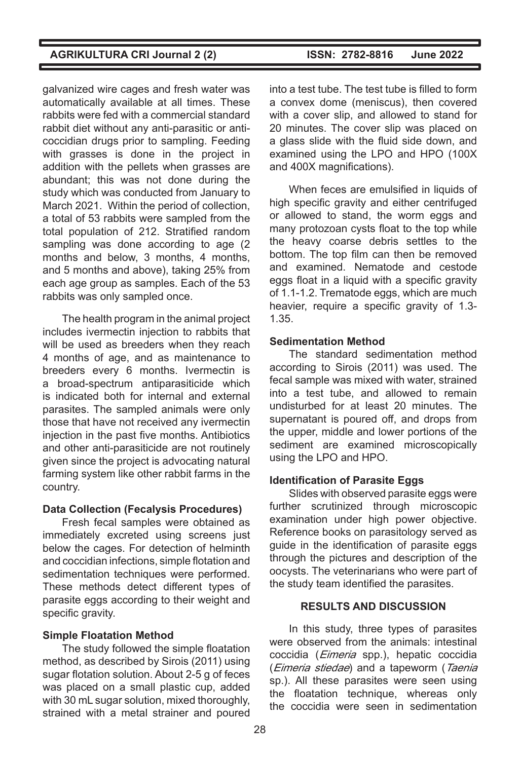galvanized wire cages and fresh water was automatically available at all times. These rabbits were fed with a commercial standard rabbit diet without any anti-parasitic or anti-coccidian drugs prior to sampling. Feeding with grasses is done in the project in addition with the pellets when grasses are abundant; this was not done during the study which was conducted from January to March 2021. Within the period of collection, a total of 53 rabbits were sampled from the total population of 212. Stratified random sampling was done according to age (2 months and below, 3 months, 4 months, and 5 months and above), taking 25% from each age group as samples. Each of the 53 rabbits was only sampled once.

The health program in the animal project includes ivermectin injection to rabbits that will be used as breeders when they reach 4 months of age, and as maintenance to breeders every 6 months. Ivermectin is a broad-spectrum antiparasiticide which is indicated both for internal and external parasites. The sampled animals were only those that have not received any ivermectin injection in the past five months. Antibiotics and other anti-parasiticide are not routinely given since the project is advocating natural farming system like other rabbit farms in the country.

### Data Collection (Fecalysis Procedures)

Fresh fecal samples were obtained as immediately excreted using screens just below the cages. For detection of helminth and coccidian infections, simple flotation and sedimentation techniques were performed. These methods detect different types of parasite eggs according to their weight and specific gravity.

### Simple Floatation Method

The study followed the simple floatation method, as described by Sirois (2011) using sugar flotation solution. About 2-5 g of feces was placed on a small plastic cup, added with 30 mL sugar solution, mixed thoroughly, strained with a metal strainer and poured into a test tube. The test tube is filled to form a convex dome (meniscus), then covered with a cover slip, and allowed to stand for 20 minutes. The cover slip was placed on a glass slide with the fluid side down, and examined using the LPO and HPO (100X and 400X magnifications).

When feces are emulsified in liquids of high specific gravity and either centrifuged or allowed to stand, the worm eggs and many protozoan cysts float to the top while the heavy coarse debris settles to the bottom. The top film can then be removed and examined. Nematode and cestode eggs float in a liquid with a specific gravity of 1.1-1.2. Trematode eggs, which are much heavier, require a specific gravity of 1.3-1.35.

### Sedimentation Method

The standard sedimentation method according to Sirois (2011) was used. The fecal sample was mixed with water, strained into a test tube, and allowed to remain undisturbed for at least 20 minutes. The supernatant is poured off, and drops from the upper, middle and lower portions of the sediment are examined microscopically using the LPO and HPO.

### Identification of Parasite Eggs

Slides with observed parasite eggs were further scrutinized through microscopic examination under high power objective. Reference books on parasitology served as guide in the identification of parasite eggs through the pictures and description of the oocysts. The veterinarians who were part of the study team identified the parasites.

## RESULTS AND DISCUSSION

In this study, three types of parasites were observed from the animals: intestinal coccidia (*Eimeria* spp.), hepatic coccidia (*Eimeria stiedae*) and a tapeworm (*Taenia* sp.). All these parasites were seen using the floatation technique, whereas only the coccidia were seen in sedimentation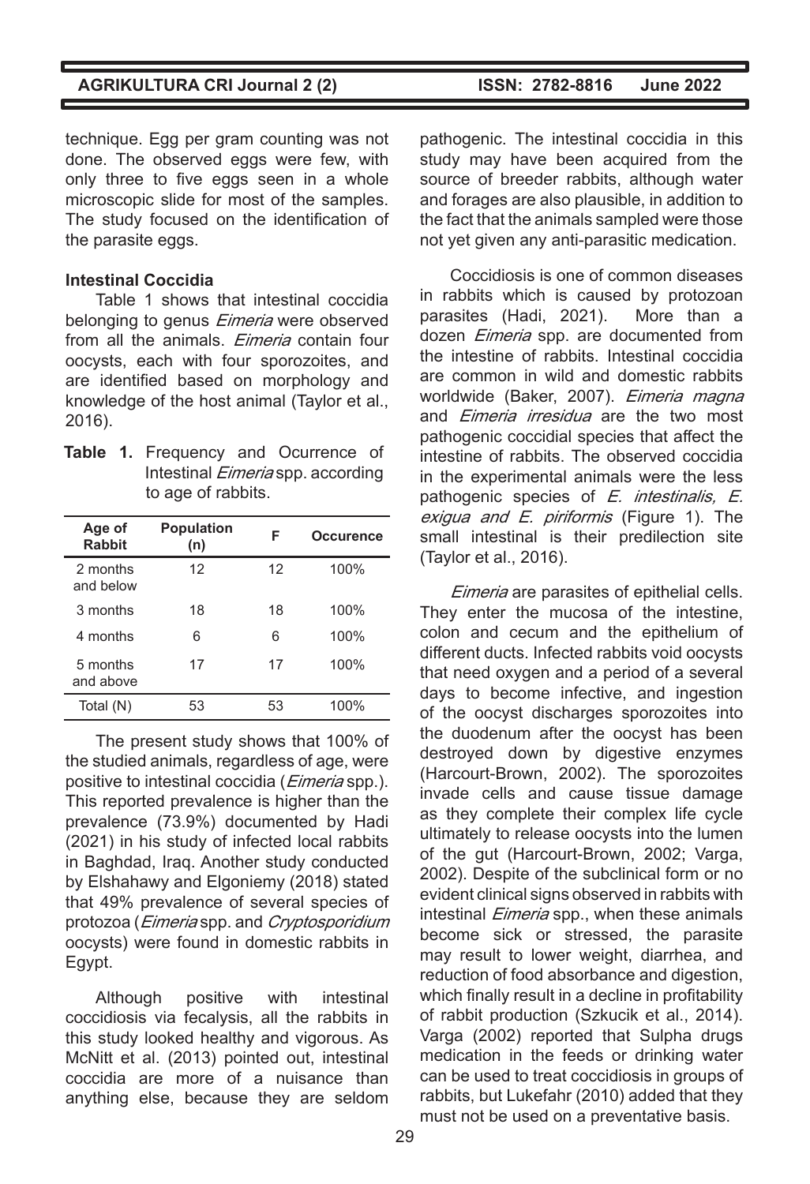technique. Egg per gram counting was not done. The observed eggs were few, with only three to five eggs seen in a whole microscopic slide for most of the samples. The study focused on the identification of the parasite eggs.

### Intestinal Coccidia

Table 1 shows that intestinal coccidia belonging to genus *Eimeria* were observed from all the animals. *Eimeria* contain four oocysts, each with four sporozoites, and are identified based on morphology and knowledge of the host animal (Taylor et al., 2016).

**Table 1.** Frequency and Ocurrence of Intestinal *Eimeria* spp. according to age of rabbits.

| Age of Rabbit | Population (n) | F | Occurence |
|---|---|---|---|
| 2 months and below | 12 | 12 | 100% |
| 3 months | 18 | 18 | 100% |
| 4 months | 6 | 6 | 100% |
| 5 months and above | 17 | 17 | 100% |
| Total (N) | 53 | 53 | 100% |

The present study shows that 100% of the studied animals, regardless of age, were positive to intestinal coccidia (*Eimeria* spp.). This reported prevalence is higher than the prevalence (73.9%) documented by Hadi (2021) in his study of infected local rabbits in Baghdad, Iraq. Another study conducted by Elshahawy and Elgoniemy (2018) stated that 49% prevalence of several species of protozoa (*Eimeria* spp. and *Cryptosporidium* oocysts) were found in domestic rabbits in Egypt.

Although positive with intestinal coccidiosis via fecalysis, all the rabbits in this study looked healthy and vigorous. As McNitt et al. (2013) pointed out, intestinal coccidia are more of a nuisance than anything else, because they are seldom pathogenic. The intestinal coccidia in this study may have been acquired from the source of breeder rabbits, although water and forages are also plausible, in addition to the fact that the animals sampled were those not yet given any anti-parasitic medication.

Coccidiosis is one of common diseases in rabbits which is caused by protozoan parasites (Hadi, 2021). More than a dozen *Eimeria* spp. are documented from the intestine of rabbits. Intestinal coccidia are common in wild and domestic rabbits worldwide (Baker, 2007). *Eimeria magna* and *Eimeria irresidua* are the two most pathogenic coccidial species that affect the intestine of rabbits. The observed coccidia in the experimental animals were the less pathogenic species of *E. intestinalis, E. exigua and E. piriformis* (Figure 1). The small intestinal is their predilection site (Taylor et al., 2016).

*Eimeria* are parasites of epithelial cells. They enter the mucosa of the intestine, colon and cecum and the epithelium of different ducts. Infected rabbits void oocysts that need oxygen and a period of a several days to become infective, and ingestion of the oocyst discharges sporozoites into the duodenum after the oocyst has been destroyed down by digestive enzymes (Harcourt-Brown, 2002). The sporozoites invade cells and cause tissue damage as they complete their complex life cycle ultimately to release oocysts into the lumen of the gut (Harcourt-Brown, 2002; Varga, 2002). Despite of the subclinical form or no evident clinical signs observed in rabbits with intestinal *Eimeria* spp., when these animals become sick or stressed, the parasite may result to lower weight, diarrhea, and reduction of food absorbance and digestion, which finally result in a decline in profitability of rabbit production (Szkucik et al., 2014). Varga (2002) reported that Sulpha drugs medication in the feeds or drinking water can be used to treat coccidiosis in groups of rabbits, but Lukefahr (2010) added that they must not be used on a preventative basis.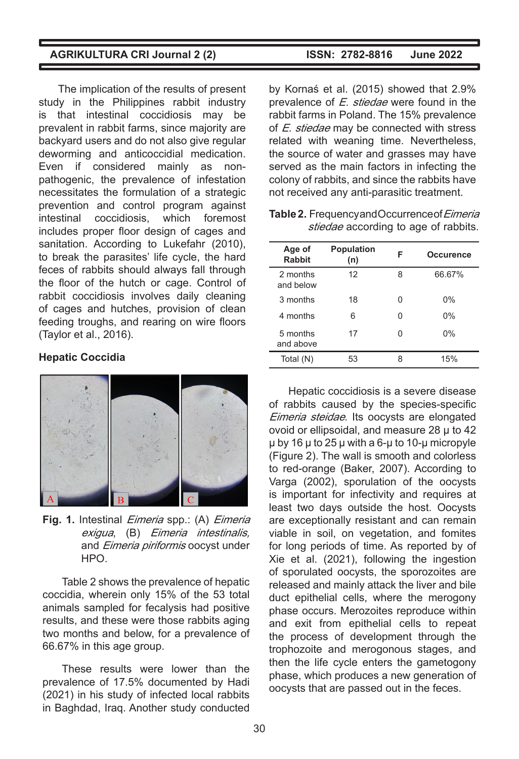The implication of the results of present study in the Philippines rabbit industry is that intestinal coccidiosis may be prevalent in rabbit farms, since majority are backyard users and do not also give regular deworming and anticoccidial medication. Even if considered mainly as non-pathogenic, the prevalence of infestation necessitates the formulation of a strategic prevention and control program against intestinal coccidiosis, which foremost includes proper floor design of cages and sanitation. According to Lukefahr (2010), to break the parasites' life cycle, the hard feces of rabbits should always fall through the floor of the hutch or cage. Control of rabbit coccidiosis involves daily cleaning of cages and hutches, provision of clean feeding troughs, and rearing on wire floors (Taylor et al., 2016).

### Hepatic Coccidia

**Fig. 1.** Intestinal *Eimeria* spp.: (A) *Eimeria exigua*, (B) *Eimeria intestinalis,* and *Eimeria piriformis* oocyst under HPO.

Table 2 shows the prevalence of hepatic coccidia, wherein only 15% of the 53 total animals sampled for fecalysis had positive results, and these were those rabbits aging two months and below, for a prevalence of 66.67% in this age group.

These results were lower than the prevalence of 17.5% documented by Hadi (2021) in his study of infected local rabbits in Baghdad, Iraq. Another study conducted by Kornaś et al. (2015) showed that 2.9% prevalence of *E. stiedae* were found in the rabbit farms in Poland. The 15% prevalence of *E. stiedae* may be connected with stress related with weaning time. Nevertheless, the source of water and grasses may have served as the main factors in infecting the colony of rabbits, and since the rabbits have not received any anti-parasitic treatment.

**Table 2.** Frequency and Occurrence of *Eimeria stiedae* according to age of rabbits.

| Age of Rabbit | Population (n) | F | Occurence |
|---|---|---|---|
| 2 months and below | 12 | 8 | 66.67% |
| 3 months | 18 | 0 | 0% |
| 4 months | 6 | 0 | 0% |
| 5 months and above | 17 | 0 | 0% |
| Total (N) | 53 | 8 | 15% |

Hepatic coccidiosis is a severe disease of rabbits caused by the species-specific *Eimeria steidae*. Its oocysts are elongated ovoid or ellipsoidal, and measure 28 μ to 42 μ by 16 μ to 25 μ with a 6-μ to 10-μ micropyle (Figure 2). The wall is smooth and colorless to red-orange (Baker, 2007). According to Varga (2002), sporulation of the oocysts is important for infectivity and requires at least two days outside the host. Oocysts are exceptionally resistant and can remain viable in soil, on vegetation, and fomites for long periods of time. As reported by of Xie et al. (2021), following the ingestion of sporulated oocysts, the sporozoites are released and mainly attack the liver and bile duct epithelial cells, where the merogony phase occurs. Merozoites reproduce within and exit from epithelial cells to repeat the process of development through the trophozoite and merogonous stages, and then the life cycle enters the gametogony phase, which produces a new generation of oocysts that are passed out in the feces.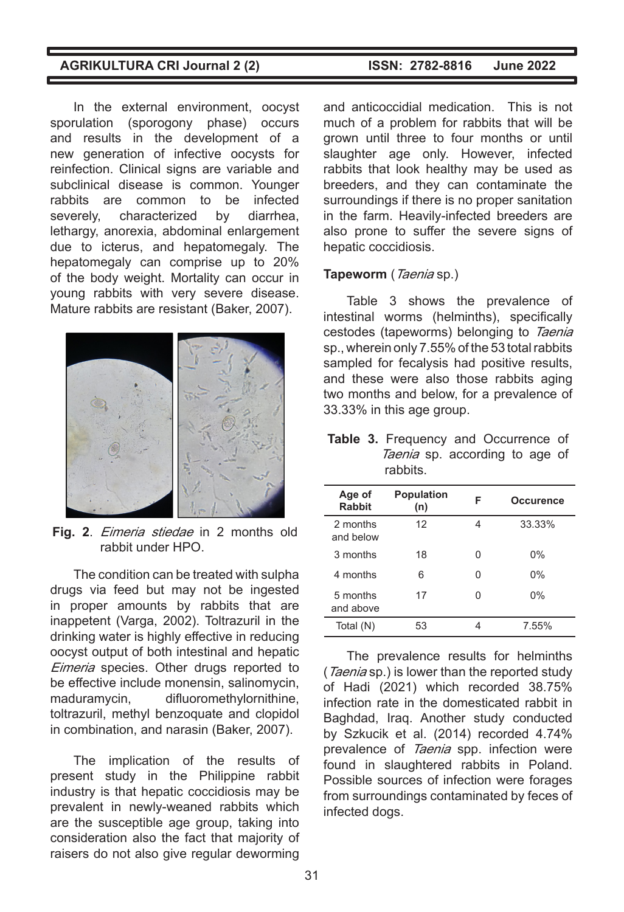In the external environment, oocyst sporulation (sporogony phase) occurs and results in the development of a new generation of infective oocysts for reinfection. Clinical signs are variable and subclinical disease is common. Younger rabbits are common to be infected severely, characterized by diarrhea, lethargy, anorexia, abdominal enlargement due to icterus, and hepatomegaly. The hepatomegaly can comprise up to 20% of the body weight. Mortality can occur in young rabbits with very severe disease. Mature rabbits are resistant (Baker, 2007).

**Fig. 2**. *Eimeria stiedae* in 2 months old rabbit under HPO.

The condition can be treated with sulpha drugs via feed but may not be ingested in proper amounts by rabbits that are inappetent (Varga, 2002). Toltrazuril in the drinking water is highly effective in reducing oocyst output of both intestinal and hepatic *Eimeria* species. Other drugs reported to be effective include monensin, salinomycin, maduramycin, difluoromethylornithine, toltrazuril, methyl benzoquate and clopidol in combination, and narasin (Baker, 2007).

The implication of the results of present study in the Philippine rabbit industry is that hepatic coccidiosis may be prevalent in newly-weaned rabbits which are the susceptible age group, taking into consideration also the fact that majority of raisers do not also give regular deworming and anticoccidial medication. This is not much of a problem for rabbits that will be grown until three to four months or until slaughter age only. However, infected rabbits that look healthy may be used as breeders, and they can contaminate the surroundings if there is no proper sanitation in the farm. Heavily-infected breeders are also prone to suffer the severe signs of hepatic coccidiosis.

**Tapeworm** (*Taenia* sp.)

Table 3 shows the prevalence of intestinal worms (helminths), specifically cestodes (tapeworms) belonging to *Taenia* sp., wherein only 7.55% of the 53 total rabbits sampled for fecalysis had positive results, and these were also those rabbits aging two months and below, for a prevalence of 33.33% in this age group.

**Table 3.** Frequency and Occurrence of *Taenia* sp. according to age of rabbits.

| Age of Rabbit | Population (n) | F | Occurence |
|---|---|---|---|
| 2 months and below | 12 | 4 | 33.33% |
| 3 months | 18 | 0 | 0% |
| 4 months | 6 | 0 | 0% |
| 5 months and above | 17 | 0 | 0% |
| Total (N) | 53 | 4 | 7.55% |

The prevalence results for helminths (*Taenia* sp.) is lower than the reported study of Hadi (2021) which recorded 38.75% infection rate in the domesticated rabbit in Baghdad, Iraq. Another study conducted by Szkucik et al. (2014) recorded 4.74% prevalence of *Taenia* spp. infection were found in slaughtered rabbits in Poland. Possible sources of infection were forages from surroundings contaminated by feces of infected dogs.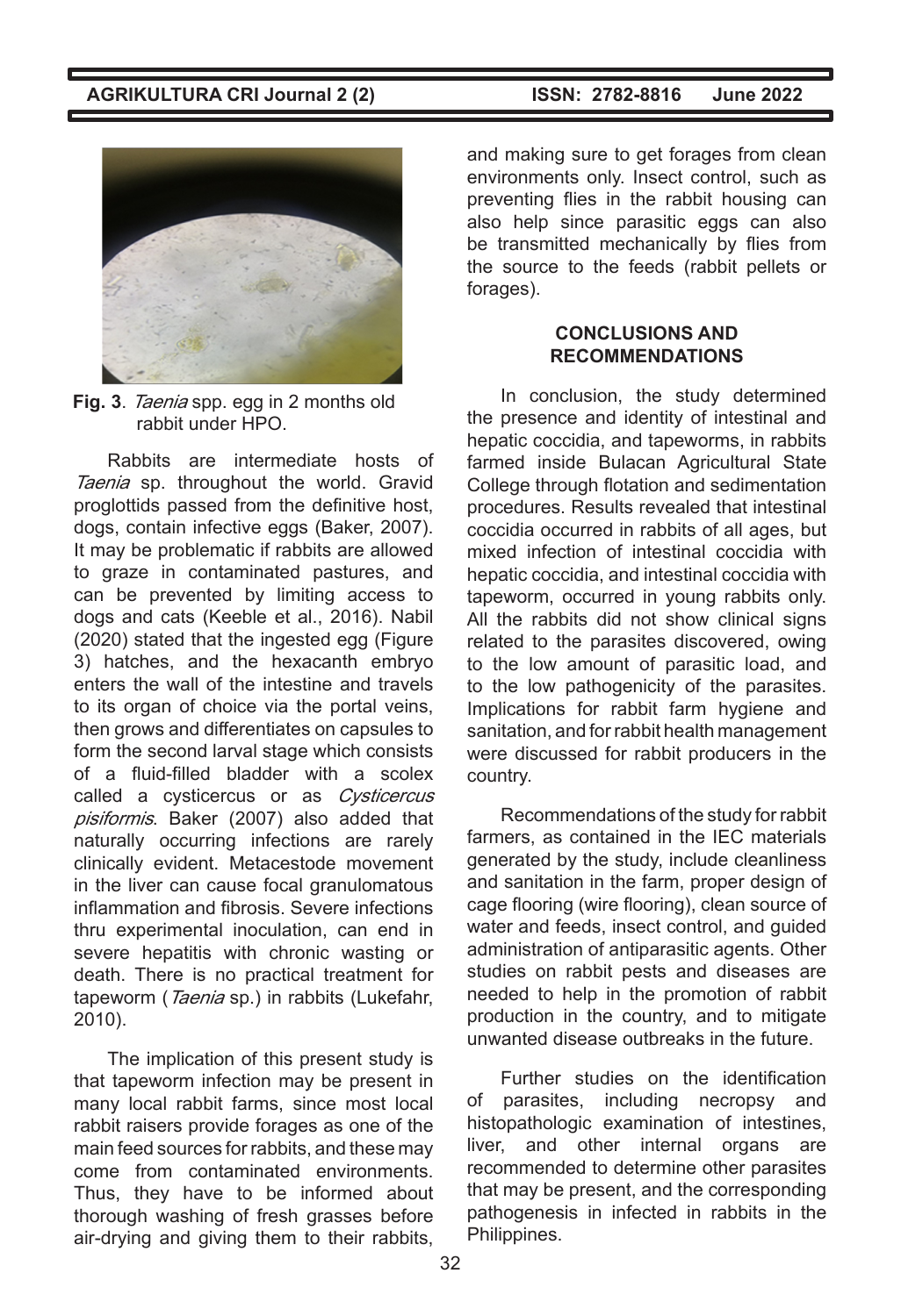**Fig. 3**. *Taenia* spp. egg in 2 months old rabbit under HPO.

Rabbits are intermediate hosts of *Taenia* sp. throughout the world. Gravid proglottids passed from the definitive host, dogs, contain infective eggs (Baker, 2007). It may be problematic if rabbits are allowed to graze in contaminated pastures, and can be prevented by limiting access to dogs and cats (Keeble et al., 2016). Nabil (2020) stated that the ingested egg (Figure 3) hatches, and the hexacanth embryo enters the wall of the intestine and travels to its organ of choice via the portal veins, then grows and differentiates on capsules to form the second larval stage which consists of a fluid-filled bladder with a scolex called a cysticercus or as *Cysticercus pisiformis*. Baker (2007) also added that naturally occurring infections are rarely clinically evident. Metacestode movement in the liver can cause focal granulomatous inflammation and fibrosis. Severe infections thru experimental inoculation, can end in severe hepatitis with chronic wasting or death. There is no practical treatment for tapeworm (*Taenia* sp.) in rabbits (Lukefahr, 2010).

The implication of this present study is that tapeworm infection may be present in many local rabbit farms, since most local rabbit raisers provide forages as one of the main feed sources for rabbits, and these may come from contaminated environments. Thus, they have to be informed about thorough washing of fresh grasses before air-drying and giving them to their rabbits, and making sure to get forages from clean environments only. Insect control, such as preventing flies in the rabbit housing can also help since parasitic eggs can also be transmitted mechanically by flies from the source to the feeds (rabbit pellets or forages).

## CONCLUSIONS AND RECOMMENDATIONS

In conclusion, the study determined the presence and identity of intestinal and hepatic coccidia, and tapeworms, in rabbits farmed inside Bulacan Agricultural State College through flotation and sedimentation procedures. Results revealed that intestinal coccidia occurred in rabbits of all ages, but mixed infection of intestinal coccidia with hepatic coccidia, and intestinal coccidia with tapeworm, occurred in young rabbits only. All the rabbits did not show clinical signs related to the parasites discovered, owing to the low amount of parasitic load, and to the low pathogenicity of the parasites. Implications for rabbit farm hygiene and sanitation, and for rabbit health management were discussed for rabbit producers in the country.

Recommendations of the study for rabbit farmers, as contained in the IEC materials generated by the study, include cleanliness and sanitation in the farm, proper design of cage flooring (wire flooring), clean source of water and feeds, insect control, and guided administration of antiparasitic agents. Other studies on rabbit pests and diseases are needed to help in the promotion of rabbit production in the country, and to mitigate unwanted disease outbreaks in the future.

Further studies on the identification of parasites, including necropsy and histopathologic examination of intestines, liver, and other internal organs are recommended to determine other parasites that may be present, and the corresponding pathogenesis in infected in rabbits in the Philippines.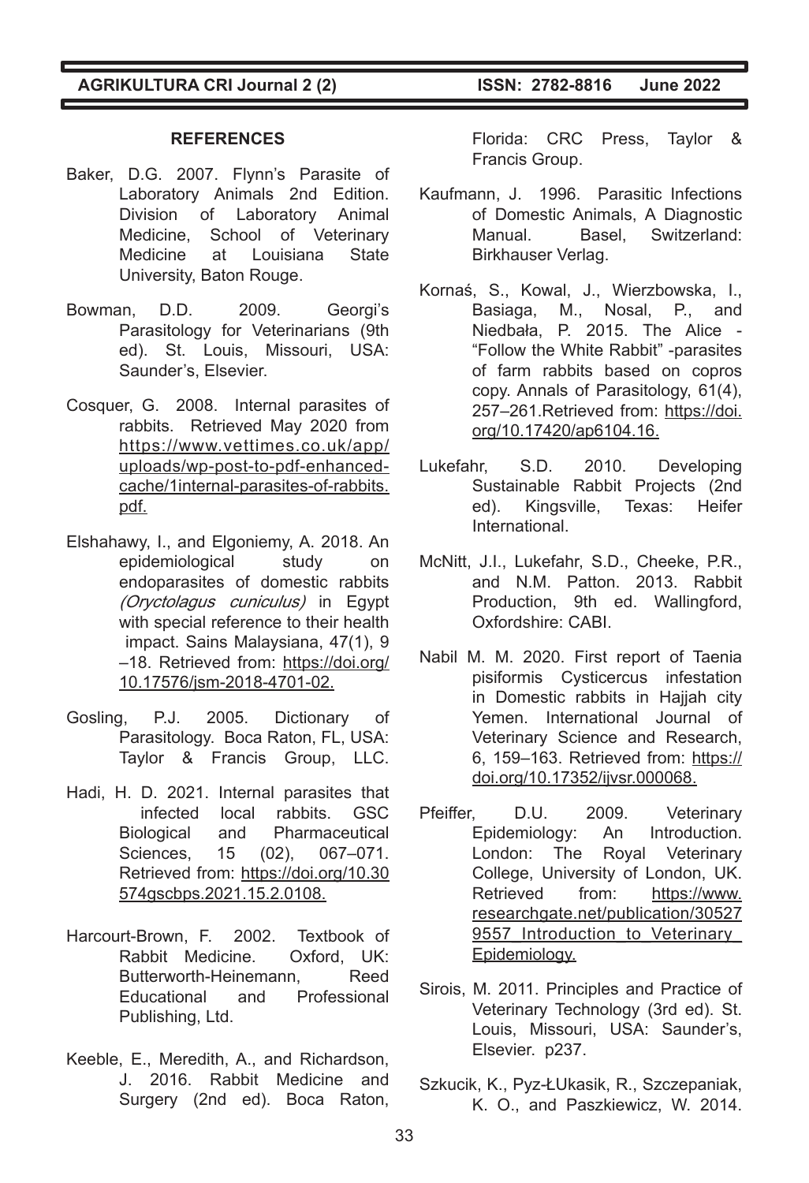## REFERENCES

Baker, D.G. 2007. Flynn's Parasite of Laboratory Animals 2nd Edition. Division of Laboratory Animal Medicine, School of Veterinary Medicine at Louisiana State University, Baton Rouge.

Bowman, D.D. 2009. Georgi's Parasitology for Veterinarians (9th ed). St. Louis, Missouri, USA: Saunder's, Elsevier.

Cosquer, G. 2008. Internal parasites of rabbits. Retrieved May 2020 from https://www.vettimes.co.uk/app/uploads/wp-post-to-pdf-enhanced-cache/1internal-parasites-of-rabbits.pdf.

Elshahawy, I., and Elgoniemy, A. 2018. An epidemiological study on endoparasites of domestic rabbits *(Oryctolagus cuniculus)* in Egypt with special reference to their health impact. Sains Malaysiana, 47(1), 9–18. Retrieved from: https://doi.org/10.17576/jsm-2018-4701-02.

Gosling, P.J. 2005. Dictionary of Parasitology. Boca Raton, FL, USA: Taylor & Francis Group, LLC.

Hadi, H. D. 2021. Internal parasites that infected local rabbits. GSC Biological and Pharmaceutical Sciences, 15 (02), 067–071. Retrieved from: https://doi.org/10.30574gscbps.2021.15.2.0108.

Harcourt-Brown, F. 2002. Textbook of Rabbit Medicine. Oxford, UK: Butterworth-Heinemann, Reed Educational and Professional Publishing, Ltd.

Keeble, E., Meredith, A., and Richardson, J. 2016. Rabbit Medicine and Surgery (2nd ed). Boca Raton, Florida: CRC Press, Taylor & Francis Group.

Kaufmann, J. 1996. Parasitic Infections of Domestic Animals, A Diagnostic Manual. Basel, Switzerland: Birkhauser Verlag.

Kornaś, S., Kowal, J., Wierzbowska, I., Basiaga, M., Nosal, P., and Niedbała, P. 2015. The Alice - "Follow the White Rabbit" -parasites of farm rabbits based on copros copy. Annals of Parasitology, 61(4), 257–261.Retrieved from: https://doi.org/10.17420/ap6104.16.

Lukefahr, S.D. 2010. Developing Sustainable Rabbit Projects (2nd ed). Kingsville, Texas: Heifer International.

McNitt, J.I., Lukefahr, S.D., Cheeke, P.R., and N.M. Patton. 2013. Rabbit Production, 9th ed. Wallingford, Oxfordshire: CABI.

Nabil M. M. 2020. First report of Taenia pisiformis Cysticercus infestation in Domestic rabbits in Hajjah city Yemen. International Journal of Veterinary Science and Research, 6, 159–163. Retrieved from: https://doi.org/10.17352/ijvsr.000068.

Pfeiffer, D.U. 2009. Veterinary Epidemiology: An Introduction. London: The Royal Veterinary College, University of London, UK. Retrieved from: https://www.researchgate.net/publication/305279557_Introduction_to_Veterinary_Epidemiology.

Sirois, M. 2011. Principles and Practice of Veterinary Technology (3rd ed). St. Louis, Missouri, USA: Saunder's, Elsevier. p237.

Szkucik, K., Pyz-ŁUkasik, R., Szczepaniak, K. O., and Paszkiewicz, W. 2014.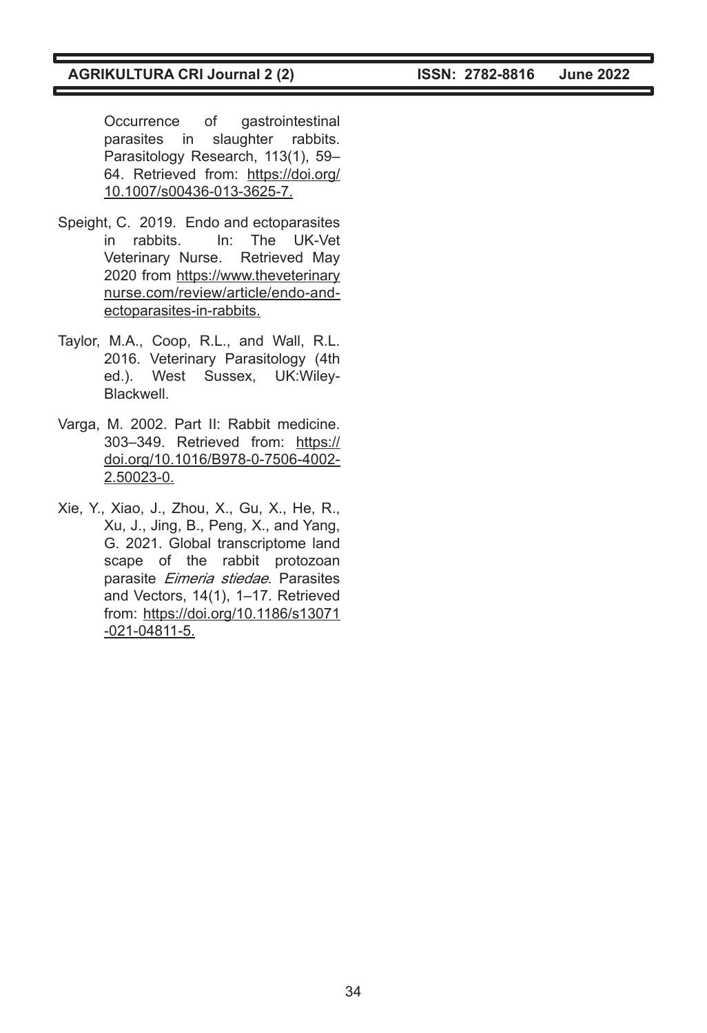Occurrence of gastrointestinal parasites in slaughter rabbits. Parasitology Research, 113(1), 59–64. Retrieved from: https://doi.org/10.1007/s00436-013-3625-7.

Speight, C. 2019. Endo and ectoparasites in rabbits. In: The UK-Vet Veterinary Nurse. Retrieved May 2020 from https://www.theveterinarynurse.com/review/article/endo-and-ectoparasites-in-rabbits.

Taylor, M.A., Coop, R.L., and Wall, R.L. 2016. Veterinary Parasitology (4th ed.). West Sussex, UK:Wiley-Blackwell.

Varga, M. 2002. Part II: Rabbit medicine. 303–349. Retrieved from: https://doi.org/10.1016/B978-0-7506-4002-2.50023-0.

Xie, Y., Xiao, J., Zhou, X., Gu, X., He, R., Xu, J., Jing, B., Peng, X., and Yang, G. 2021. Global transcriptome land scape of the rabbit protozoan parasite *Eimeria stiedae*. Parasites and Vectors, 14(1), 1–17. Retrieved from: https://doi.org/10.1186/s13071-021-04811-5.